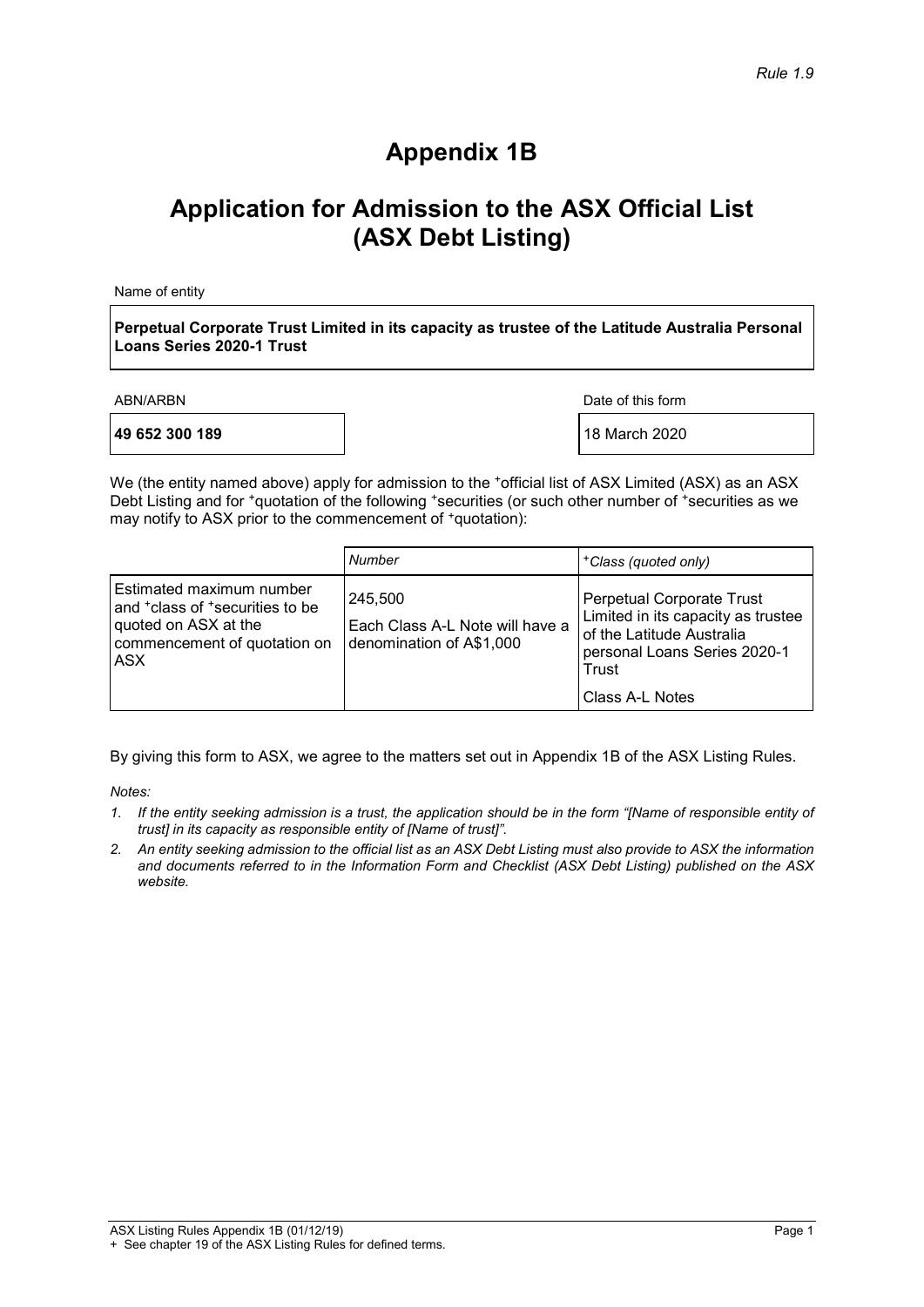*Rule 1.9*

# Appendix 1B

## Application for Admission to the ASX Official List (ASX Debt Listing)

Name of entity

**Perpetual Corporate Trust Limited in its capacity as trustee of the Latitude Australia Personal Loans Series 2020-1 Trust**

| ABN/ARBN | Date of this form |
|---|---|
| **49 652 300 189** | 18 March 2020 |

We (the entity named above) apply for admission to the +official list of ASX Limited (ASX) as an ASX Debt Listing and for +quotation of the following +securities (or such other number of +securities as we may notify to ASX prior to the commencement of +quotation):

| | *Number* | *+Class (quoted only)* |
|---|---|---|
| Estimated maximum number and +class of +securities to be quoted on ASX at the commencement of quotation on ASX | 245,500<br>Each Class A-L Note will have a denomination of A$1,000 | Perpetual Corporate Trust Limited in its capacity as trustee of the Latitude Australia personal Loans Series 2020-1 Trust<br>Class A-L Notes |

By giving this form to ASX, we agree to the matters set out in Appendix 1B of the ASX Listing Rules.

*Notes:*

1. *If the entity seeking admission is a trust, the application should be in the form "[Name of responsible entity of trust] in its capacity as responsible entity of [Name of trust]".*
2. *An entity seeking admission to the official list as an ASX Debt Listing must also provide to ASX the information and documents referred to in the Information Form and Checklist (ASX Debt Listing) published on the ASX website.*

ASX Listing Rules Appendix 1B (01/12/19)

+ See chapter 19 of the ASX Listing Rules for defined terms.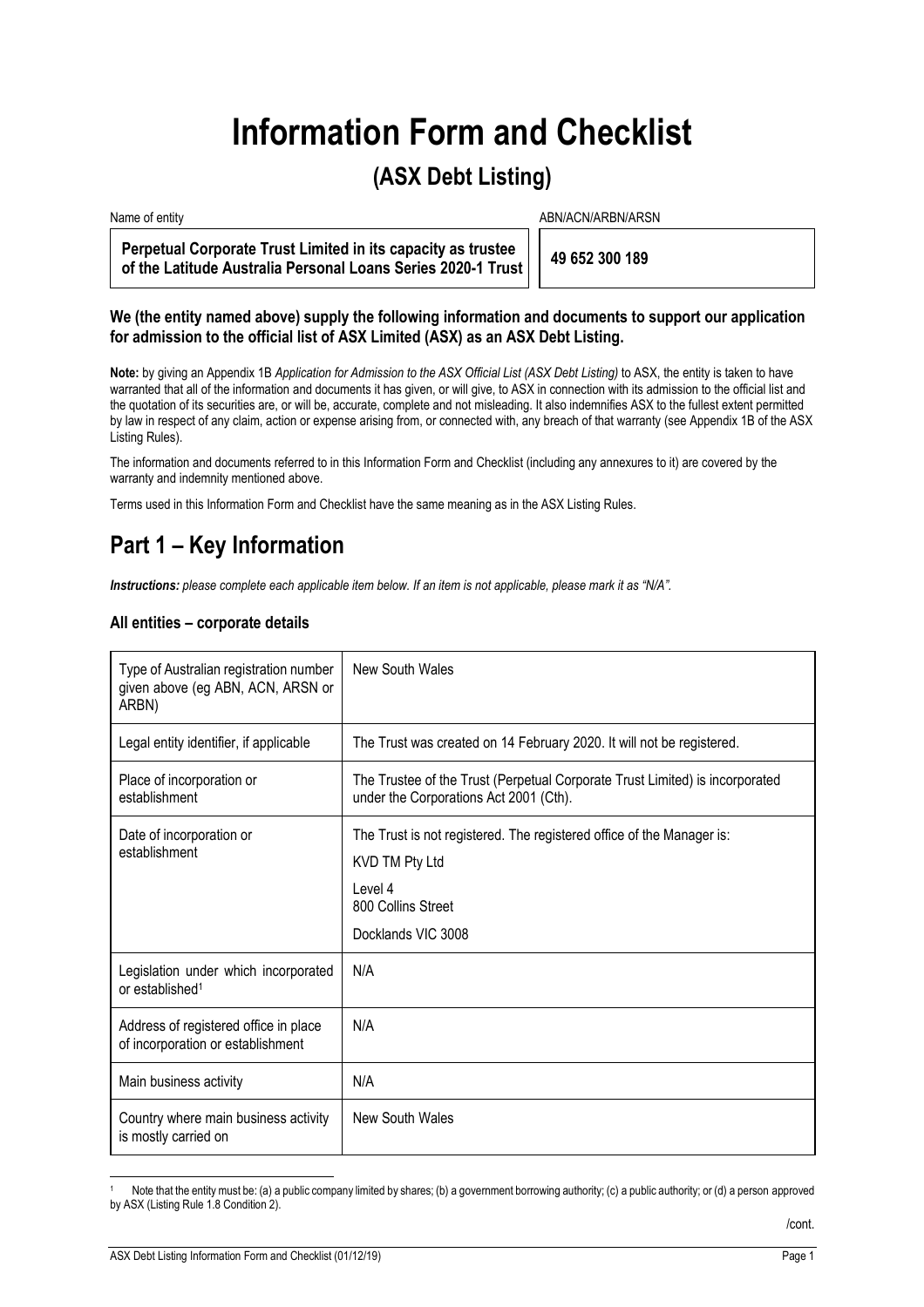# Information Form and Checklist

## (ASX Debt Listing)

| Name of entity | ABN/ACN/ARBN/ARSN |
|---|---|
| **Perpetual Corporate Trust Limited in its capacity as trustee of the Latitude Australia Personal Loans Series 2020-1 Trust** | **49 652 300 189** |

**We (the entity named above) supply the following information and documents to support our application for admission to the official list of ASX Limited (ASX) as an ASX Debt Listing.**

**Note:** by giving an Appendix 1B *Application for Admission to the ASX Official List (ASX Debt Listing)* to ASX, the entity is taken to have warranted that all of the information and documents it has given, or will give, to ASX in connection with its admission to the official list and the quotation of its securities are, or will be, accurate, complete and not misleading. It also indemnifies ASX to the fullest extent permitted by law in respect of any claim, action or expense arising from, or connected with, any breach of that warranty (see Appendix 1B of the ASX Listing Rules).

The information and documents referred to in this Information Form and Checklist (including any annexures to it) are covered by the warranty and indemnity mentioned above.

Terms used in this Information Form and Checklist have the same meaning as in the ASX Listing Rules.

## Part 1 – Key Information

***Instructions:*** *please complete each applicable item below. If an item is not applicable, please mark it as "N/A".*

### All entities – corporate details

| | |
|---|---|
| Type of Australian registration number given above (eg ABN, ACN, ARSN or ARBN) | New South Wales |
| Legal entity identifier, if applicable | The Trust was created on 14 February 2020. It will not be registered. |
| Place of incorporation or establishment | The Trustee of the Trust (Perpetual Corporate Trust Limited) is incorporated under the Corporations Act 2001 (Cth). |
| Date of incorporation or establishment | The Trust is not registered. The registered office of the Manager is:<br>KVD TM Pty Ltd<br>Level 4<br>800 Collins Street<br>Docklands VIC 3008 |
| Legislation under which incorporated or established[1] | N/A |
| Address of registered office in place of incorporation or establishment | N/A |
| Main business activity | N/A |
| Country where main business activity is mostly carried on | New South Wales |

[1] Note that the entity must be: (a) a public company limited by shares; (b) a government borrowing authority; (c) a public authority; or (d) a person approved by ASX (Listing Rule 1.8 Condition 2).

/cont.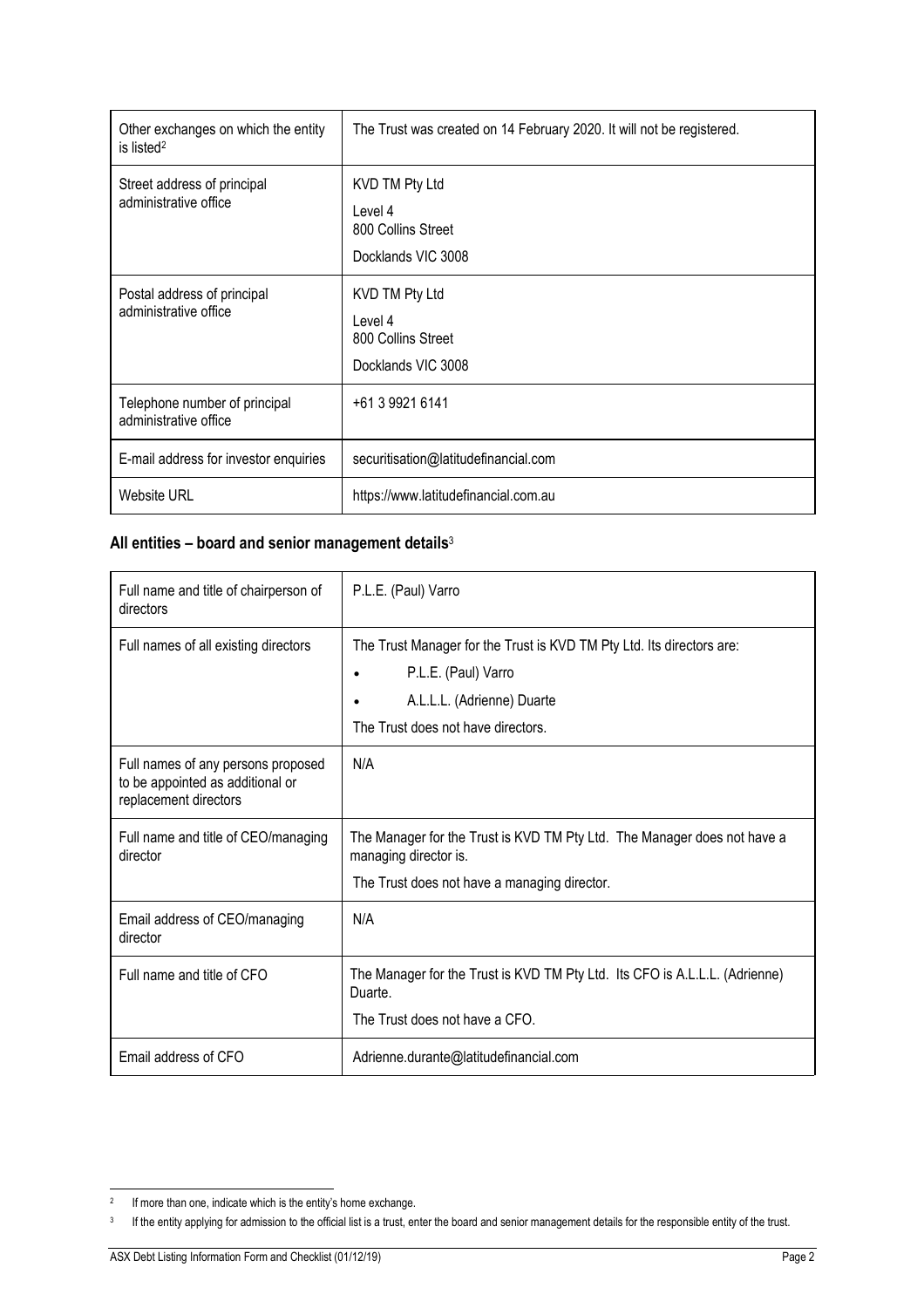| Other exchanges on which the entity is listed[2] | The Trust was created on 14 February 2020. It will not be registered. |
|---|---|
| Street address of principal administrative office | KVD TM Pty Ltd<br>Level 4<br>800 Collins Street<br>Docklands VIC 3008 |
| Postal address of principal administrative office | KVD TM Pty Ltd<br>Level 4<br>800 Collins Street<br>Docklands VIC 3008 |
| Telephone number of principal administrative office | +61 3 9921 6141 |
| E-mail address for investor enquiries | securitisation@latitudefinancial.com |
| Website URL | https://www.latitudefinancial.com.au |

## All entities – board and senior management details[3]

| Full name and title of chairperson of directors | P.L.E. (Paul) Varro |
|---|---|
| Full names of all existing directors | The Trust Manager for the Trust is KVD TM Pty Ltd. Its directors are:<br>• P.L.E. (Paul) Varro<br>• A.L.L.L. (Adrienne) Duarte<br>The Trust does not have directors. |
| Full names of any persons proposed to be appointed as additional or replacement directors | N/A |
| Full name and title of CEO/managing director | The Manager for the Trust is KVD TM Pty Ltd. The Manager does not have a managing director is.<br>The Trust does not have a managing director. |
| Email address of CEO/managing director | N/A |
| Full name and title of CFO | The Manager for the Trust is KVD TM Pty Ltd. Its CFO is A.L.L.L. (Adrienne) Duarte.<br>The Trust does not have a CFO. |
| Email address of CFO | Adrienne.durante@latitudefinancial.com |

[2] If more than one, indicate which is the entity's home exchange.

[3] If the entity applying for admission to the official list is a trust, enter the board and senior management details for the responsible entity of the trust.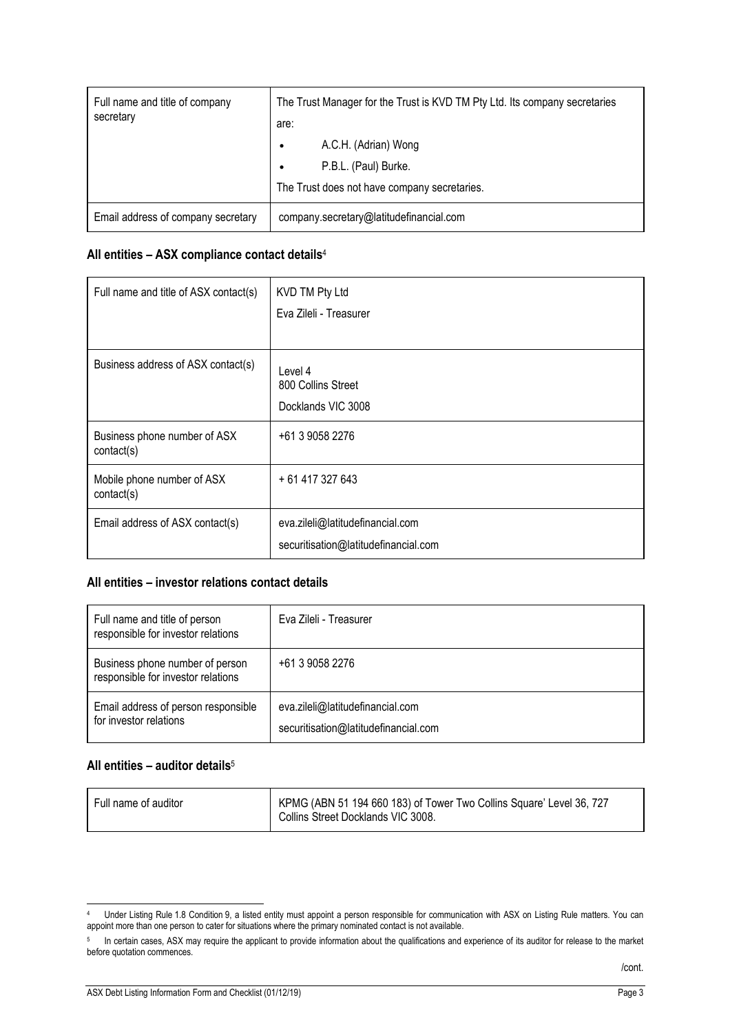| Full name and title of company secretary | The Trust Manager for the Trust is KVD TM Pty Ltd. Its company secretaries are:<br>• A.C.H. (Adrian) Wong<br>• P.B.L. (Paul) Burke.<br>The Trust does not have company secretaries. |
|---|---|
| Email address of company secretary | company.secretary@latitudefinancial.com |

### All entities – ASX compliance contact details[4]

| Full name and title of ASX contact(s) | KVD TM Pty Ltd<br>Eva Zileli - Treasurer |
|---|---|
| Business address of ASX contact(s) | Level 4<br>800 Collins Street<br>Docklands VIC 3008 |
| Business phone number of ASX contact(s) | +61 3 9058 2276 |
| Mobile phone number of ASX contact(s) | + 61 417 327 643 |
| Email address of ASX contact(s) | eva.zileli@latitudefinancial.com<br>securitisation@latitudefinancial.com |

### All entities – investor relations contact details

| Full name and title of person responsible for investor relations | Eva Zileli - Treasurer |
|---|---|
| Business phone number of person responsible for investor relations | +61 3 9058 2276 |
| Email address of person responsible for investor relations | eva.zileli@latitudefinancial.com<br>securitisation@latitudefinancial.com |

### All entities – auditor details[5]

| Full name of auditor | KPMG (ABN 51 194 660 183) of Tower Two Collins Square' Level 36, 727 Collins Street Docklands VIC 3008. |
|---|---|

[4] Under Listing Rule 1.8 Condition 9, a listed entity must appoint a person responsible for communication with ASX on Listing Rule matters. You can appoint more than one person to cater for situations where the primary nominated contact is not available.

[5] In certain cases, ASX may require the applicant to provide information about the qualifications and experience of its auditor for release to the market before quotation commences.

/cont.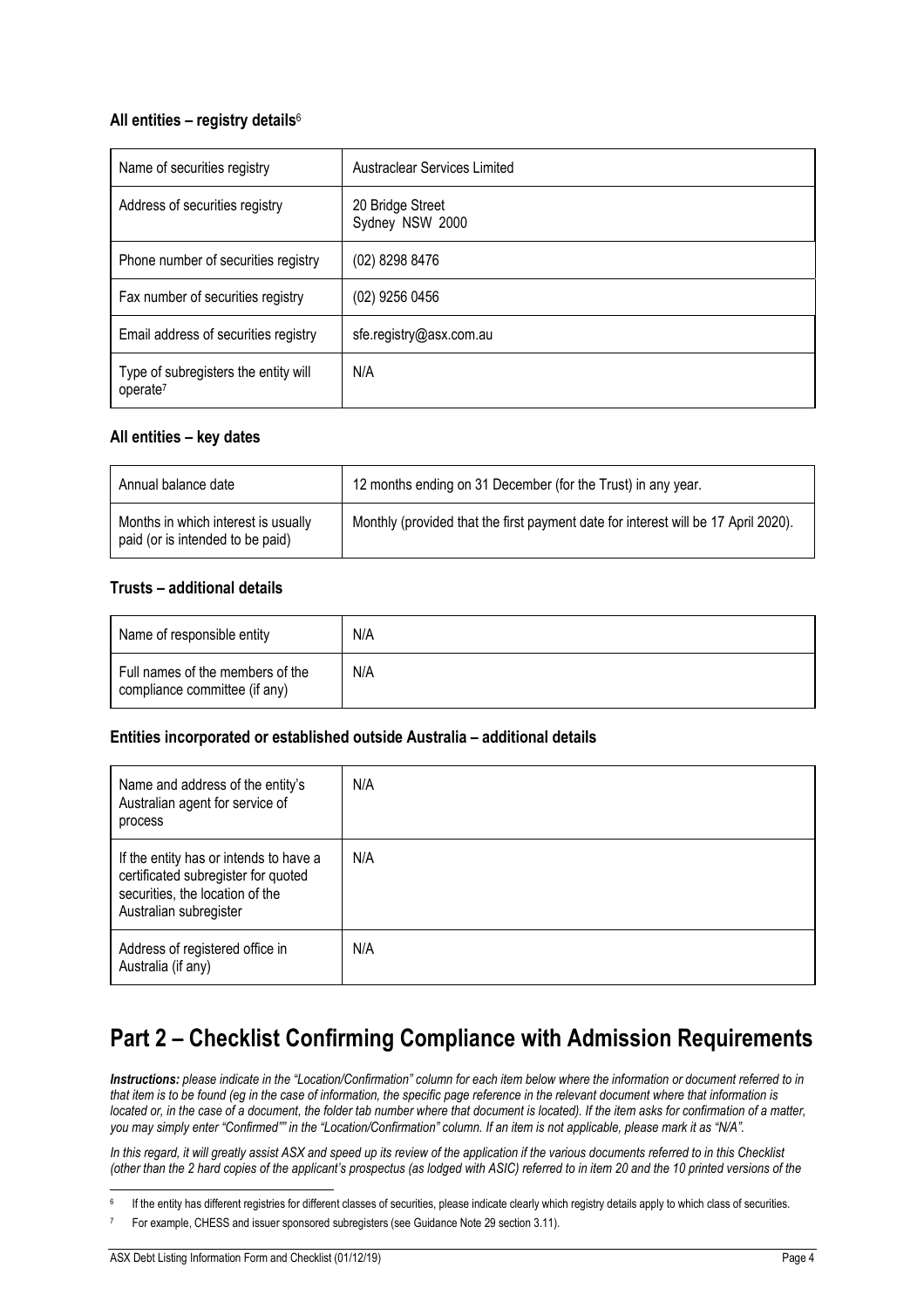### All entities – registry details[6]

| Name of securities registry | Austraclear Services Limited |
|---|---|
| Address of securities registry | 20 Bridge Street<br>Sydney NSW 2000 |
| Phone number of securities registry | (02) 8298 8476 |
| Fax number of securities registry | (02) 9256 0456 |
| Email address of securities registry | sfe.registry@asx.com.au |
| Type of subregisters the entity will operate[7] | N/A |

### All entities – key dates

| Annual balance date | 12 months ending on 31 December (for the Trust) in any year. |
|---|---|
| Months in which interest is usually paid (or is intended to be paid) | Monthly (provided that the first payment date for interest will be 17 April 2020). |

### Trusts – additional details

| Name of responsible entity | N/A |
|---|---|
| Full names of the members of the compliance committee (if any) | N/A |

### Entities incorporated or established outside Australia – additional details

| Name and address of the entity's Australian agent for service of process | N/A |
|---|---|
| If the entity has or intends to have a certificated subregister for quoted securities, the location of the Australian subregister | N/A |
| Address of registered office in Australia (if any) | N/A |

# Part 2 – Checklist Confirming Compliance with Admission Requirements

***Instructions:*** *please indicate in the "Location/Confirmation" column for each item below where the information or document referred to in that item is to be found (eg in the case of information, the specific page reference in the relevant document where that information is located or, in the case of a document, the folder tab number where that document is located). If the item asks for confirmation of a matter, you may simply enter "Confirmed"" in the "Location/Confirmation" column. If an item is not applicable, please mark it as "N/A".*

*In this regard, it will greatly assist ASX and speed up its review of the application if the various documents referred to in this Checklist (other than the 2 hard copies of the applicant's prospectus (as lodged with ASIC) referred to in item 20 and the 10 printed versions of the*

[6] If the entity has different registries for different classes of securities, please indicate clearly which registry details apply to which class of securities.

[7] For example, CHESS and issuer sponsored subregisters (see Guidance Note 29 section 3.11).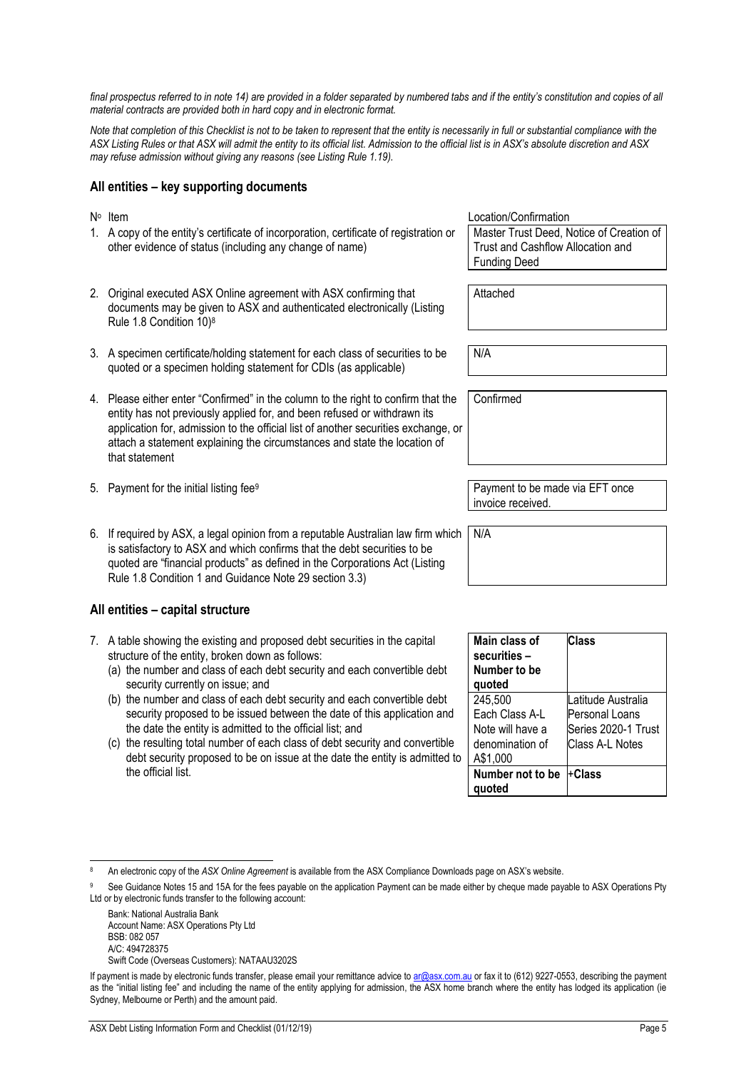*final prospectus referred to in note 14) are provided in a folder separated by numbered tabs and if the entity's constitution and copies of all material contracts are provided both in hard copy and in electronic format.*

*Note that completion of this Checklist is not to be taken to represent that the entity is necessarily in full or substantial compliance with the ASX Listing Rules or that ASX will admit the entity to its official list. Admission to the official list is in ASX's absolute discretion and ASX may refuse admission without giving any reasons (see Listing Rule 1.19).*

## All entities – key supporting documents

| Nº | Item | Location/Confirmation |
|---|---|---|
| 1. | A copy of the entity's certificate of incorporation, certificate of registration or other evidence of status (including any change of name) | Master Trust Deed, Notice of Creation of Trust and Cashflow Allocation and Funding Deed |
| 2. | Original executed ASX Online agreement with ASX confirming that documents may be given to ASX and authenticated electronically (Listing Rule 1.8 Condition 10)[8] | Attached |
| 3. | A specimen certificate/holding statement for each class of securities to be quoted or a specimen holding statement for CDIs (as applicable) | N/A |
| 4. | Please either enter "Confirmed" in the column to the right to confirm that the entity has not previously applied for, and been refused or withdrawn its application for, admission to the official list of another securities exchange, or attach a statement explaining the circumstances and state the location of that statement | Confirmed |
| 5. | Payment for the initial listing fee[9] | Payment to be made via EFT once invoice received. |
| 6. | If required by ASX, a legal opinion from a reputable Australian law firm which is satisfactory to ASX and which confirms that the debt securities to be quoted are "financial products" as defined in the Corporations Act (Listing Rule 1.8 Condition 1 and Guidance Note 29 section 3.3) | N/A |

## All entities – capital structure

7. A table showing the existing and proposed debt securities in the capital structure of the entity, broken down as follows:
   (a) the number and class of each debt security and each convertible debt security currently on issue; and
   (b) the number and class of each debt security and each convertible debt security proposed to be issued between the date of this application and the date the entity is admitted to the official list; and
   (c) the resulting total number of each class of debt security and convertible debt security proposed to be on issue at the date the entity is admitted to the official list.

| **Main class of securities – Number to be quoted** | **Class** |
|---|---|
| 245,500 Each Class A-L Note will have a denomination of A$1,000 | Latitude Australia Personal Loans Series 2020-1 Trust Class A-L Notes |
| **Number not to be quoted** | **+Class** |

[8] An electronic copy of the *ASX Online Agreement* is available from the ASX Compliance Downloads page on ASX's website.

[9] See Guidance Notes 15 and 15A for the fees payable on the application Payment can be made either by cheque made payable to ASX Operations Pty Ltd or by electronic funds transfer to the following account:

Bank: National Australia Bank
Account Name: ASX Operations Pty Ltd
BSB: 082 057
A/C: 494728375
Swift Code (Overseas Customers): NATAAU3202S

If payment is made by electronic funds transfer, please email your remittance advice to ar@asx.com.au or fax it to (612) 9227-0553, describing the payment as the "initial listing fee" and including the name of the entity applying for admission, the ASX home branch where the entity has lodged its application (ie Sydney, Melbourne or Perth) and the amount paid.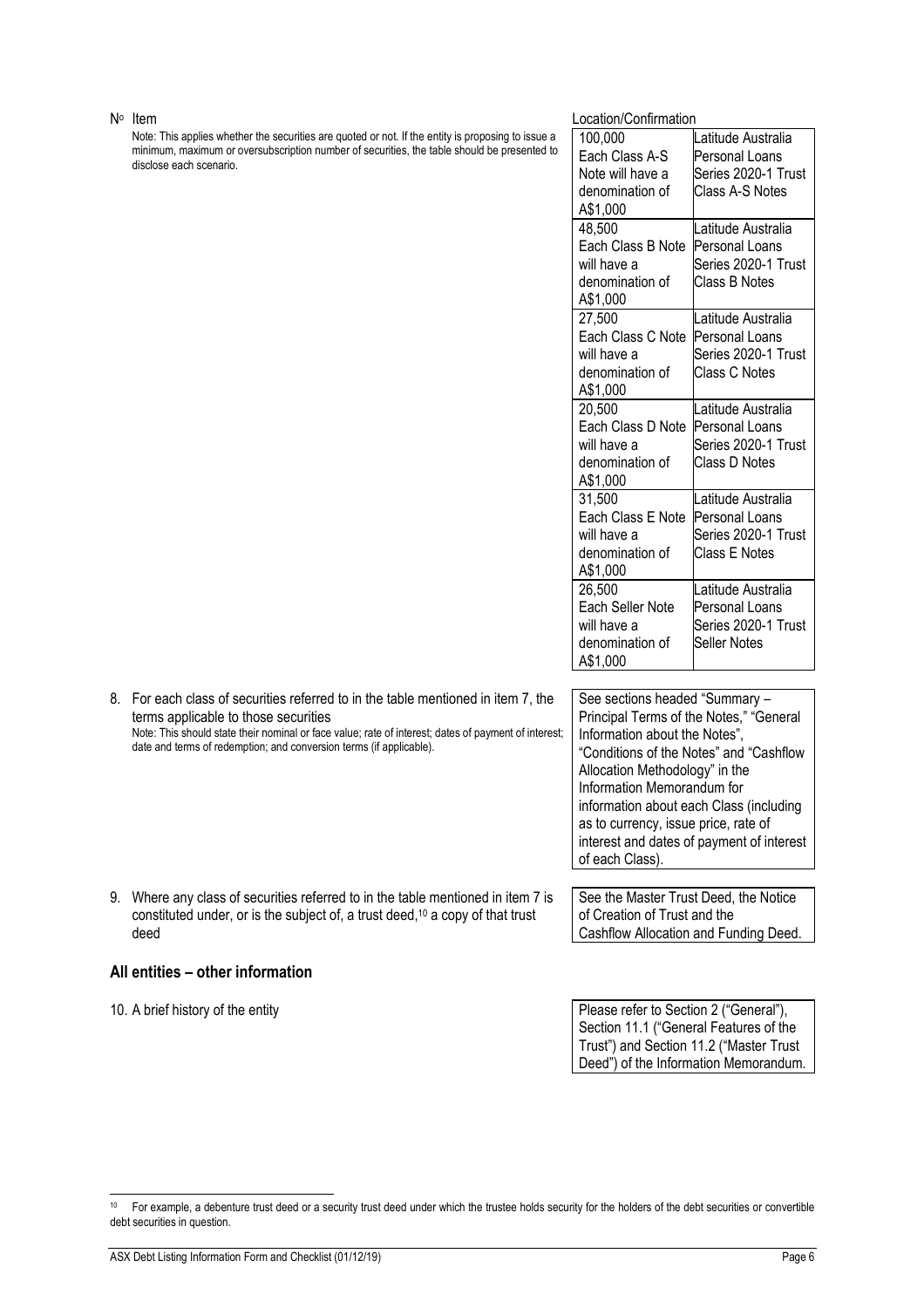| Nº | Item | Location/Confirmation | |
|---|---|---|---|
| | Note: This applies whether the securities are quoted or not. If the entity is proposing to issue a minimum, maximum or oversubscription number of securities, the table should be presented to disclose each scenario. | 100,000 Each Class A-S Note will have a denomination of A$1,000 | Latitude Australia Personal Loans Series 2020-1 Trust Class A-S Notes |
| | | 48,500 Each Class B Note will have a denomination of A$1,000 | Latitude Australia Personal Loans Series 2020-1 Trust Class B Notes |
| | | 27,500 Each Class C Note will have a denomination of A$1,000 | Latitude Australia Personal Loans Series 2020-1 Trust Class C Notes |
| | | 20,500 Each Class D Note will have a denomination of A$1,000 | Latitude Australia Personal Loans Series 2020-1 Trust Class D Notes |
| | | 31,500 Each Class E Note will have a denomination of A$1,000 | Latitude Australia Personal Loans Series 2020-1 Trust Class E Notes |
| | | 26,500 Each Seller Note will have a denomination of A$1,000 | Latitude Australia Personal Loans Series 2020-1 Trust Seller Notes |

8. For each class of securities referred to in the table mentioned in item 7, the terms applicable to those securities
   Note: This should state their nominal or face value; rate of interest; dates of payment of interest; date and terms of redemption; and conversion terms (if applicable).

   See sections headed "Summary – Principal Terms of the Notes," "General Information about the Notes", "Conditions of the Notes" and "Cashflow Allocation Methodology" in the Information Memorandum for information about each Class (including as to currency, issue price, rate of interest and dates of payment of interest of each Class).

9. Where any class of securities referred to in the table mentioned in item 7 is constituted under, or is the subject of, a trust deed,[10] a copy of that trust deed

   See the Master Trust Deed, the Notice of Creation of Trust and the Cashflow Allocation and Funding Deed.

## All entities – other information

10. A brief history of the entity

    Please refer to Section 2 ("General"), Section 11.1 ("General Features of the Trust") and Section 11.2 ("Master Trust Deed") of the Information Memorandum.

---

[10] For example, a debenture trust deed or a security trust deed under which the trustee holds security for the holders of the debt securities or convertible debt securities in question.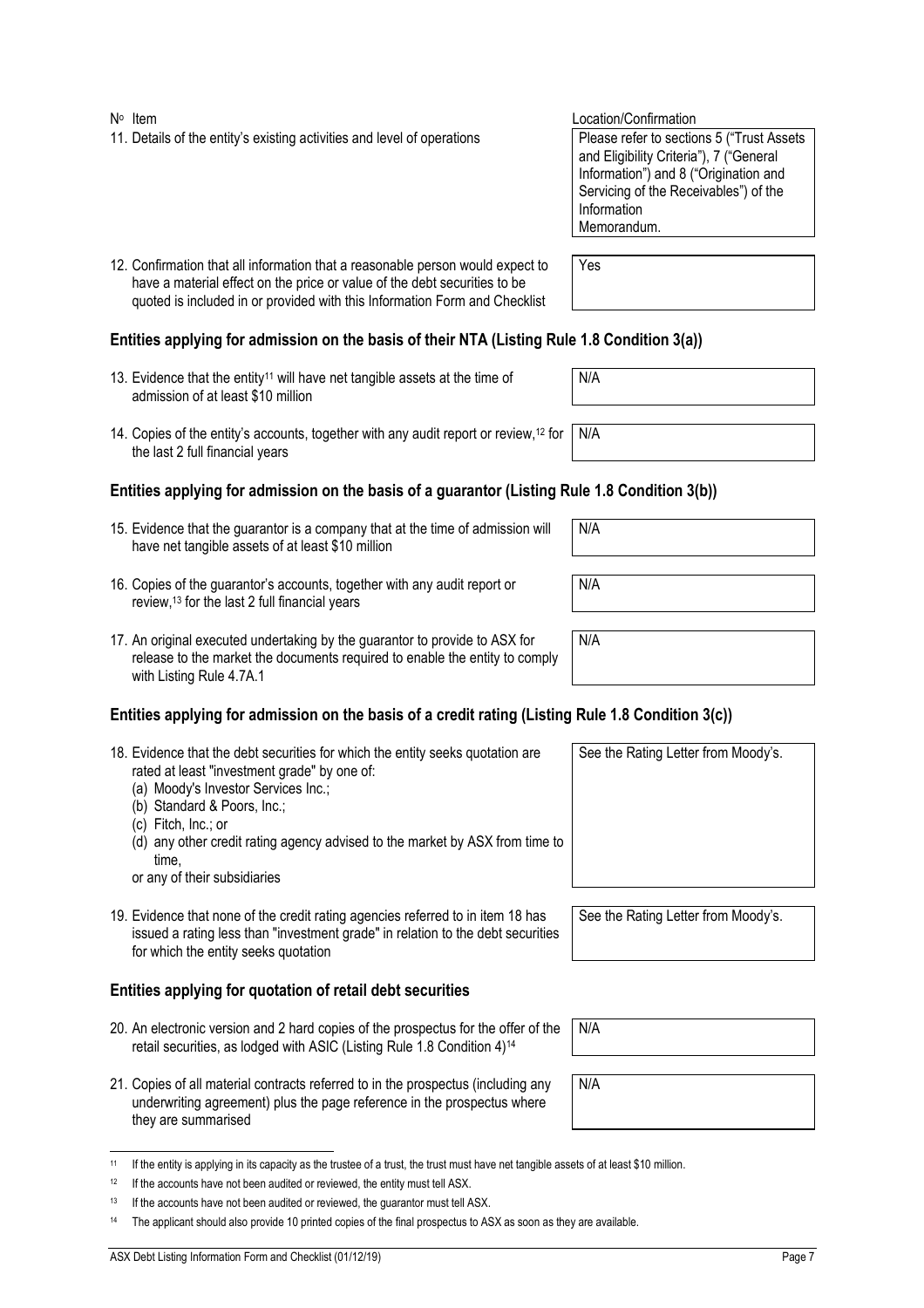| Nº Item | Location/Confirmation |
|---|---|
| 11. Details of the entity's existing activities and level of operations | Please refer to sections 5 ("Trust Assets and Eligibility Criteria"), 7 ("General Information") and 8 ("Origination and Servicing of the Receivables") of the Information Memorandum. |
| 12. Confirmation that all information that a reasonable person would expect to have a material effect on the price or value of the debt securities to be quoted is included in or provided with this Information Form and Checklist | Yes |

## Entities applying for admission on the basis of their NTA (Listing Rule 1.8 Condition 3(a))

| | |
|---|---|
| 13. Evidence that the entity[11] will have net tangible assets at the time of admission of at least $10 million | N/A |
| 14. Copies of the entity's accounts, together with any audit report or review,[12] for the last 2 full financial years | N/A |

## Entities applying for admission on the basis of a guarantor (Listing Rule 1.8 Condition 3(b))

| | |
|---|---|
| 15. Evidence that the guarantor is a company that at the time of admission will have net tangible assets of at least $10 million | N/A |
| 16. Copies of the guarantor's accounts, together with any audit report or review,[13] for the last 2 full financial years | N/A |
| 17. An original executed undertaking by the guarantor to provide to ASX for release to the market the documents required to enable the entity to comply with Listing Rule 4.7A.1 | N/A |

## Entities applying for admission on the basis of a credit rating (Listing Rule 1.8 Condition 3(c))

| | |
|---|---|
| 18. Evidence that the debt securities for which the entity seeks quotation are rated at least "investment grade" by one of: (a) Moody's Investor Services Inc.; (b) Standard & Poors, Inc.; (c) Fitch, Inc.; or (d) any other credit rating agency advised to the market by ASX from time to time, or any of their subsidiaries | See the Rating Letter from Moody's. |
| 19. Evidence that none of the credit rating agencies referred to in item 18 has issued a rating less than "investment grade" in relation to the debt securities for which the entity seeks quotation | See the Rating Letter from Moody's. |

## Entities applying for quotation of retail debt securities

| | |
|---|---|
| 20. An electronic version and 2 hard copies of the prospectus for the offer of the retail securities, as lodged with ASIC (Listing Rule 1.8 Condition 4)[14] | N/A |
| 21. Copies of all material contracts referred to in the prospectus (including any underwriting agreement) plus the page reference in the prospectus where they are summarised | N/A |

[11] If the entity is applying in its capacity as the trustee of a trust, the trust must have net tangible assets of at least $10 million.

[12] If the accounts have not been audited or reviewed, the entity must tell ASX.

[13] If the accounts have not been audited or reviewed, the guarantor must tell ASX.

[14] The applicant should also provide 10 printed copies of the final prospectus to ASX as soon as they are available.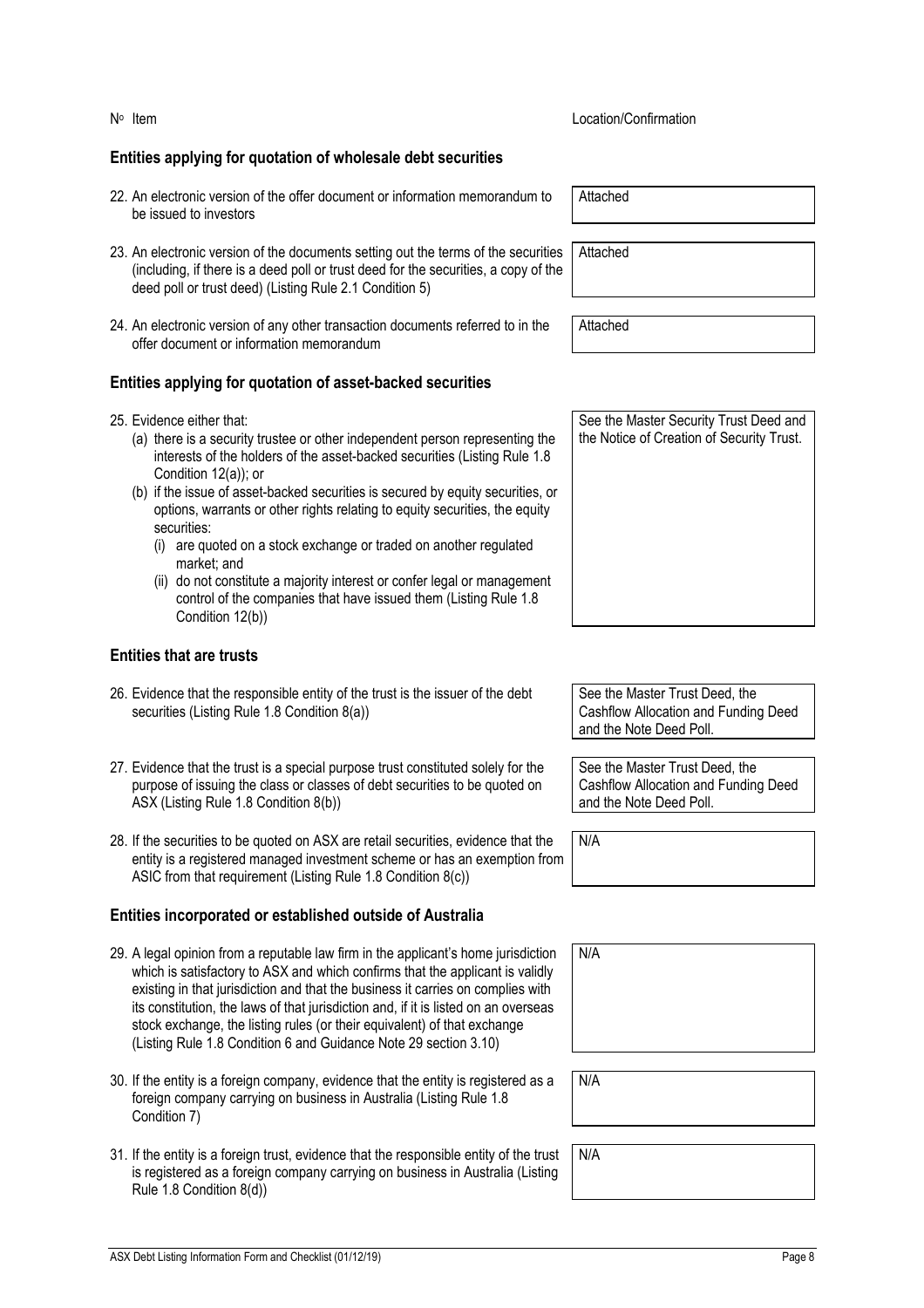| Nº Item | Location/Confirmation |
|---|---|
| **Entities applying for quotation of wholesale debt securities** | |
| 22. An electronic version of the offer document or information memorandum to be issued to investors | Attached |
| 23. An electronic version of the documents setting out the terms of the securities (including, if there is a deed poll or trust deed for the securities, a copy of the deed poll or trust deed) (Listing Rule 2.1 Condition 5) | Attached |
| 24. An electronic version of any other transaction documents referred to in the offer document or information memorandum | Attached |
| **Entities applying for quotation of asset-backed securities** | |
| 25. Evidence either that: (a) there is a security trustee or other independent person representing the interests of the holders of the asset-backed securities (Listing Rule 1.8 Condition 12(a)); or (b) if the issue of asset-backed securities is secured by equity securities, or options, warrants or other rights relating to equity securities, the equity securities: (i) are quoted on a stock exchange or traded on another regulated market; and (ii) do not constitute a majority interest or confer legal or management control of the companies that have issued them (Listing Rule 1.8 Condition 12(b)) | See the Master Security Trust Deed and the Notice of Creation of Security Trust. |
| **Entities that are trusts** | |
| 26. Evidence that the responsible entity of the trust is the issuer of the debt securities (Listing Rule 1.8 Condition 8(a)) | See the Master Trust Deed, the Cashflow Allocation and Funding Deed and the Note Deed Poll. |
| 27. Evidence that the trust is a special purpose trust constituted solely for the purpose of issuing the class or classes of debt securities to be quoted on ASX (Listing Rule 1.8 Condition 8(b)) | See the Master Trust Deed, the Cashflow Allocation and Funding Deed and the Note Deed Poll. |
| 28. If the securities to be quoted on ASX are retail securities, evidence that the entity is a registered managed investment scheme or has an exemption from ASIC from that requirement (Listing Rule 1.8 Condition 8(c)) | N/A |
| **Entities incorporated or established outside of Australia** | |
| 29. A legal opinion from a reputable law firm in the applicant's home jurisdiction which is satisfactory to ASX and which confirms that the applicant is validly existing in that jurisdiction and that the business it carries on complies with its constitution, the laws of that jurisdiction and, if it is listed on an overseas stock exchange, the listing rules (or their equivalent) of that exchange (Listing Rule 1.8 Condition 6 and Guidance Note 29 section 3.10) | N/A |
| 30. If the entity is a foreign company, evidence that the entity is registered as a foreign company carrying on business in Australia (Listing Rule 1.8 Condition 7) | N/A |
| 31. If the entity is a foreign trust, evidence that the responsible entity of the trust is registered as a foreign company carrying on business in Australia (Listing Rule 1.8 Condition 8(d)) | N/A |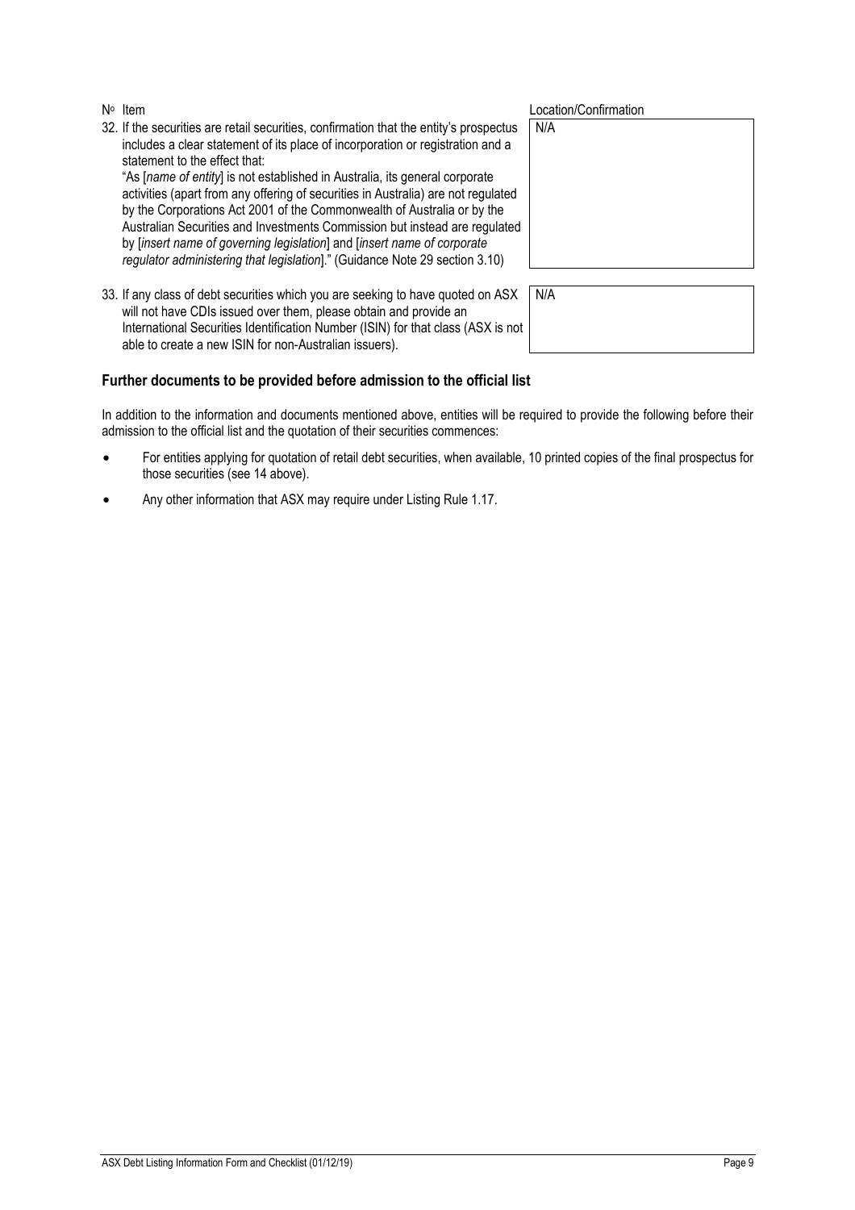| Nº Item | Location/Confirmation |
| --- | --- |
| 32. If the securities are retail securities, confirmation that the entity's prospectus includes a clear statement of its place of incorporation or registration and a statement to the effect that: "As [*name of entity*] is not established in Australia, its general corporate activities (apart from any offering of securities in Australia) are not regulated by the Corporations Act 2001 of the Commonwealth of Australia or by the Australian Securities and Investments Commission but instead are regulated by [*insert name of governing legislation*] and [*insert name of corporate regulator administering that legislation*]." (Guidance Note 29 section 3.10) | N/A |
| 33. If any class of debt securities which you are seeking to have quoted on ASX will not have CDIs issued over them, please obtain and provide an International Securities Identification Number (ISIN) for that class (ASX is not able to create a new ISIN for non-Australian issuers). | N/A |

### Further documents to be provided before admission to the official list

In addition to the information and documents mentioned above, entities will be required to provide the following before their admission to the official list and the quotation of their securities commences:

- For entities applying for quotation of retail debt securities, when available, 10 printed copies of the final prospectus for those securities (see 14 above).
- Any other information that ASX may require under Listing Rule 1.17.